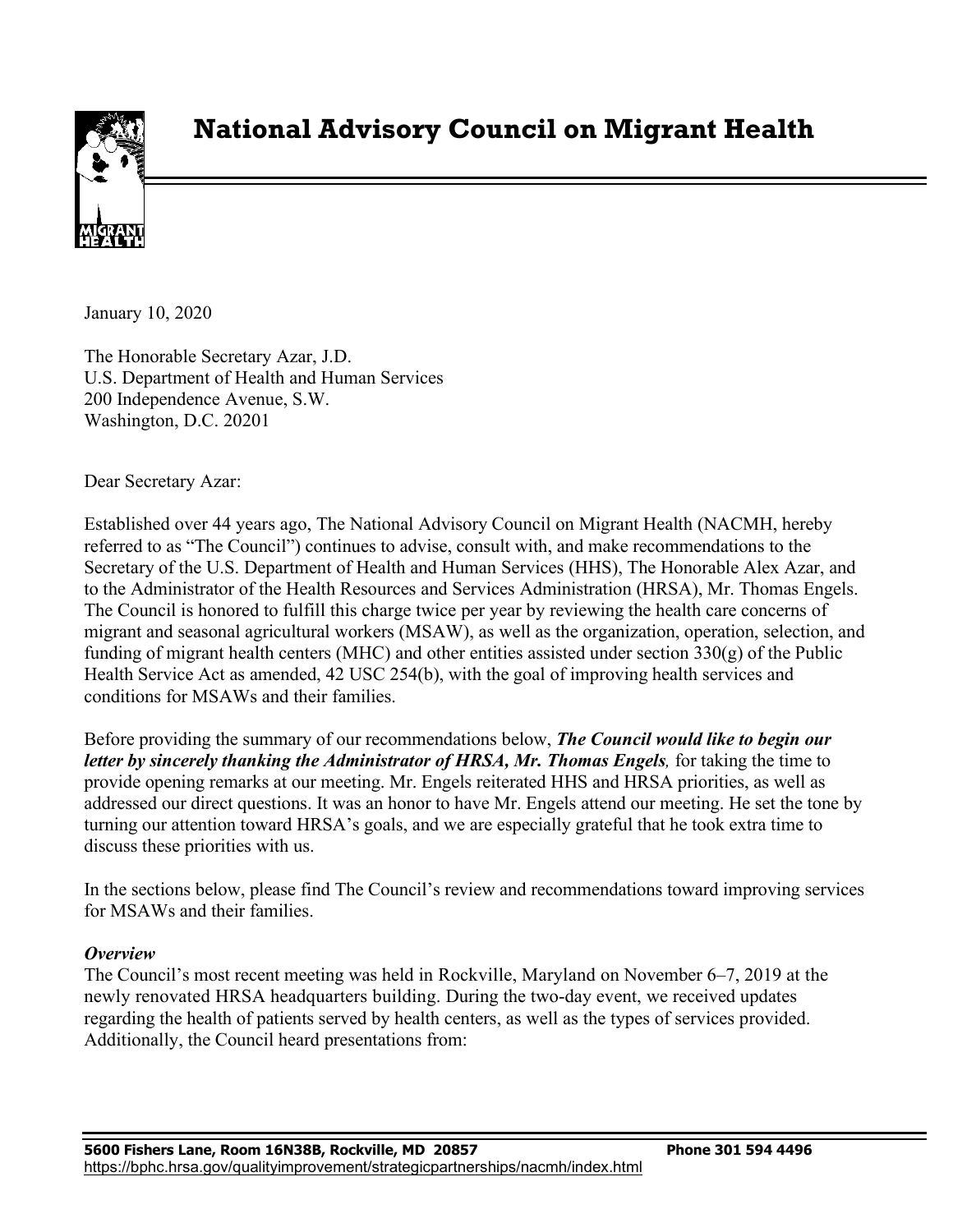# National Advisory Council on Migrant Health

January 10, 2020

The Honorable Secretary Azar, J.D.
U.S. Department of Health and Human Services
200 Independence Avenue, S.W.
Washington, D.C. 20201

Dear Secretary Azar:

Established over 44 years ago, The National Advisory Council on Migrant Health (NACMH, hereby referred to as "The Council") continues to advise, consult with, and make recommendations to the Secretary of the U.S. Department of Health and Human Services (HHS), The Honorable Alex Azar, and to the Administrator of the Health Resources and Services Administration (HRSA), Mr. Thomas Engels. The Council is honored to fulfill this charge twice per year by reviewing the health care concerns of migrant and seasonal agricultural workers (MSAW), as well as the organization, operation, selection, and funding of migrant health centers (MHC) and other entities assisted under section 330(g) of the Public Health Service Act as amended, 42 USC 254(b), with the goal of improving health services and conditions for MSAWs and their families.

Before providing the summary of our recommendations below, ***The Council would like to begin our letter by sincerely thanking the Administrator of HRSA, Mr. Thomas Engels****,* for taking the time to provide opening remarks at our meeting. Mr. Engels reiterated HHS and HRSA priorities, as well as addressed our direct questions. It was an honor to have Mr. Engels attend our meeting. He set the tone by turning our attention toward HRSA's goals, and we are especially grateful that he took extra time to discuss these priorities with us.

In the sections below, please find The Council's review and recommendations toward improving services for MSAWs and their families.

***Overview***

The Council's most recent meeting was held in Rockville, Maryland on November 6–7, 2019 at the newly renovated HRSA headquarters building. During the two-day event, we received updates regarding the health of patients served by health centers, as well as the types of services provided. Additionally, the Council heard presentations from: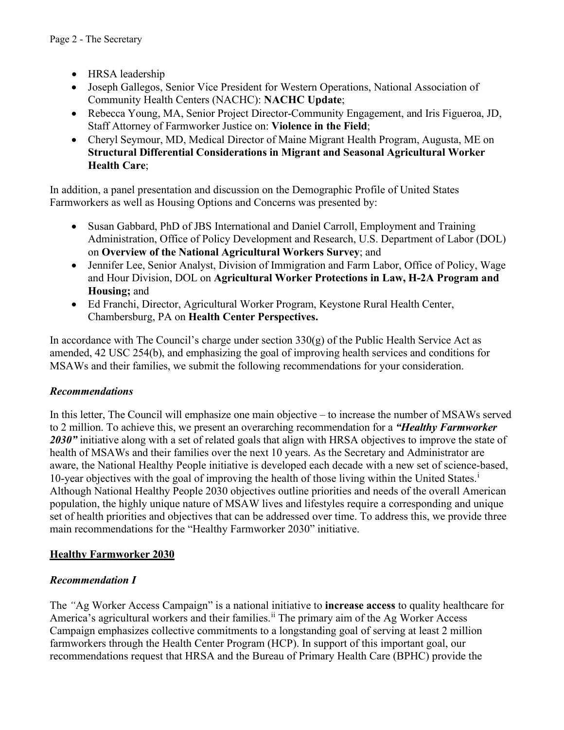- HRSA leadership
- Joseph Gallegos, Senior Vice President for Western Operations, National Association of Community Health Centers (NACHC): **NACHC Update**;
- Rebecca Young, MA, Senior Project Director-Community Engagement, and Iris Figueroa, JD, Staff Attorney of Farmworker Justice on: **Violence in the Field**;
- Cheryl Seymour, MD, Medical Director of Maine Migrant Health Program, Augusta, ME on **Structural Differential Considerations in Migrant and Seasonal Agricultural Worker Health Care**;

In addition, a panel presentation and discussion on the Demographic Profile of United States Farmworkers as well as Housing Options and Concerns was presented by:

- Susan Gabbard, PhD of JBS International and Daniel Carroll, Employment and Training Administration, Office of Policy Development and Research, U.S. Department of Labor (DOL) on **Overview of the National Agricultural Workers Survey**; and
- Jennifer Lee, Senior Analyst, Division of Immigration and Farm Labor, Office of Policy, Wage and Hour Division, DOL on **Agricultural Worker Protections in Law, H-2A Program and Housing;** and
- Ed Franchi, Director, Agricultural Worker Program, Keystone Rural Health Center, Chambersburg, PA on **Health Center Perspectives.**

In accordance with The Council's charge under section 330(g) of the Public Health Service Act as amended, 42 USC 254(b), and emphasizing the goal of improving health services and conditions for MSAWs and their families, we submit the following recommendations for your consideration.

***Recommendations***

In this letter, The Council will emphasize one main objective – to increase the number of MSAWs served to 2 million. To achieve this, we present an overarching recommendation for a ***"Healthy Farmworker 2030"*** initiative along with a set of related goals that align with HRSA objectives to improve the state of health of MSAWs and their families over the next 10 years. As the Secretary and Administrator are aware, the National Healthy People initiative is developed each decade with a new set of science-based, 10-year objectives with the goal of improving the health of those living within the United States.[i] Although National Healthy People 2030 objectives outline priorities and needs of the overall American population, the highly unique nature of MSAW lives and lifestyles require a corresponding and unique set of health priorities and objectives that can be addressed over time. To address this, we provide three main recommendations for the "Healthy Farmworker 2030" initiative.

**<u>Healthy Farmworker 2030</u>**

***Recommendation I***

The *"*Ag Worker Access Campaign" is a national initiative to **increase access** to quality healthcare for America's agricultural workers and their families.[ii] The primary aim of the Ag Worker Access Campaign emphasizes collective commitments to a longstanding goal of serving at least 2 million farmworkers through the Health Center Program (HCP). In support of this important goal, our recommendations request that HRSA and the Bureau of Primary Health Care (BPHC) provide the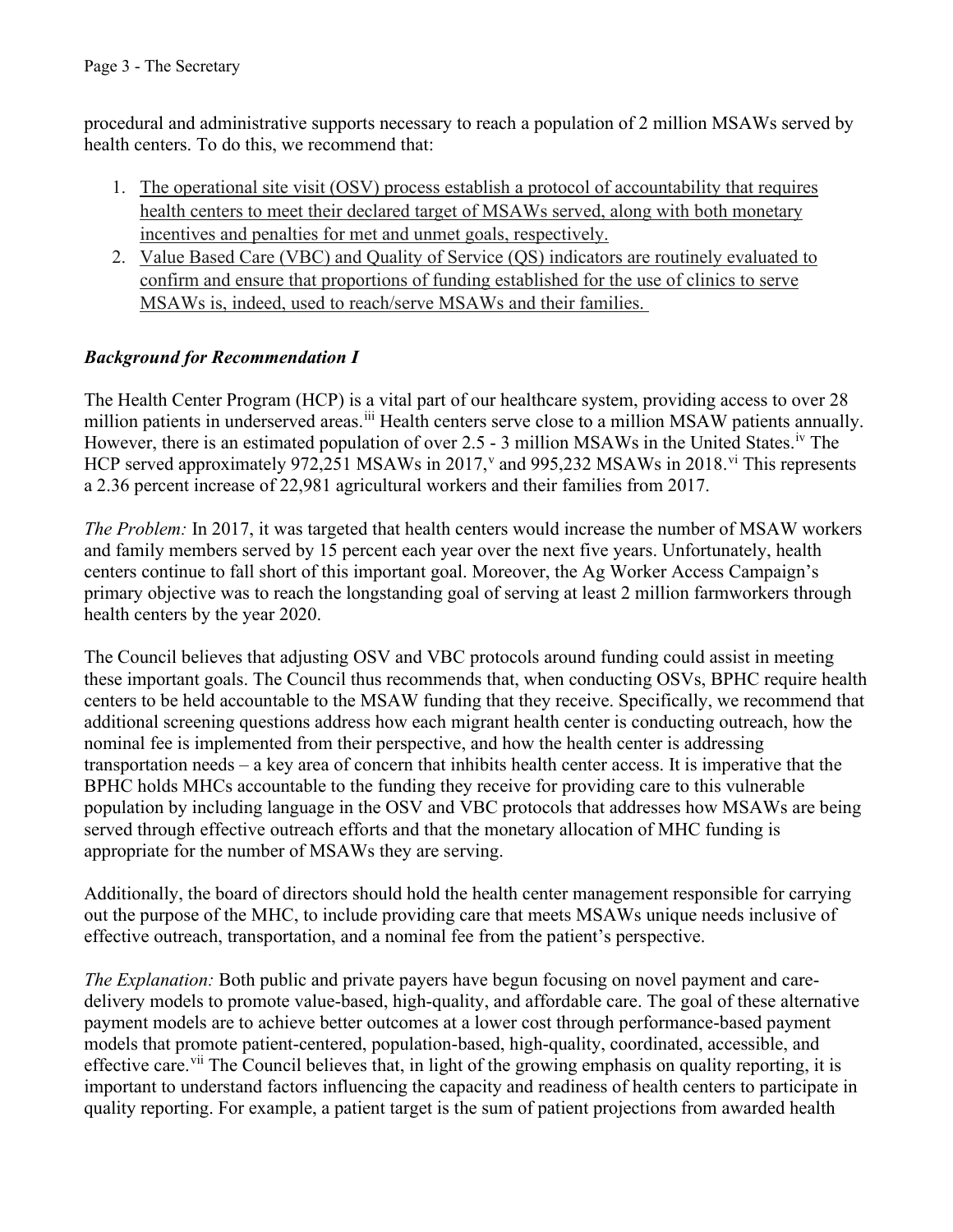procedural and administrative supports necessary to reach a population of 2 million MSAWs served by health centers. To do this, we recommend that:

1. The operational site visit (OSV) process establish a protocol of accountability that requires health centers to meet their declared target of MSAWs served, along with both monetary incentives and penalties for met and unmet goals, respectively.
2. Value Based Care (VBC) and Quality of Service (QS) indicators are routinely evaluated to confirm and ensure that proportions of funding established for the use of clinics to serve MSAWs is, indeed, used to reach/serve MSAWs and their families.

### *Background for Recommendation I*

The Health Center Program (HCP) is a vital part of our healthcare system, providing access to over 28 million patients in underserved areas.[iii] Health centers serve close to a million MSAW patients annually. However, there is an estimated population of over 2.5 - 3 million MSAWs in the United States.[iv] The HCP served approximately 972,251 MSAWs in 2017,[v] and 995,232 MSAWs in 2018.[vi] This represents a 2.36 percent increase of 22,981 agricultural workers and their families from 2017.

*The Problem:* In 2017, it was targeted that health centers would increase the number of MSAW workers and family members served by 15 percent each year over the next five years. Unfortunately, health centers continue to fall short of this important goal. Moreover, the Ag Worker Access Campaign's primary objective was to reach the longstanding goal of serving at least 2 million farmworkers through health centers by the year 2020.

The Council believes that adjusting OSV and VBC protocols around funding could assist in meeting these important goals. The Council thus recommends that, when conducting OSVs, BPHC require health centers to be held accountable to the MSAW funding that they receive. Specifically, we recommend that additional screening questions address how each migrant health center is conducting outreach, how the nominal fee is implemented from their perspective, and how the health center is addressing transportation needs – a key area of concern that inhibits health center access. It is imperative that the BPHC holds MHCs accountable to the funding they receive for providing care to this vulnerable population by including language in the OSV and VBC protocols that addresses how MSAWs are being served through effective outreach efforts and that the monetary allocation of MHC funding is appropriate for the number of MSAWs they are serving.

Additionally, the board of directors should hold the health center management responsible for carrying out the purpose of the MHC, to include providing care that meets MSAWs unique needs inclusive of effective outreach, transportation, and a nominal fee from the patient's perspective.

*The Explanation:* Both public and private payers have begun focusing on novel payment and care-delivery models to promote value-based, high-quality, and affordable care. The goal of these alternative payment models are to achieve better outcomes at a lower cost through performance-based payment models that promote patient-centered, population-based, high-quality, coordinated, accessible, and effective care.[vii] The Council believes that, in light of the growing emphasis on quality reporting, it is important to understand factors influencing the capacity and readiness of health centers to participate in quality reporting. For example, a patient target is the sum of patient projections from awarded health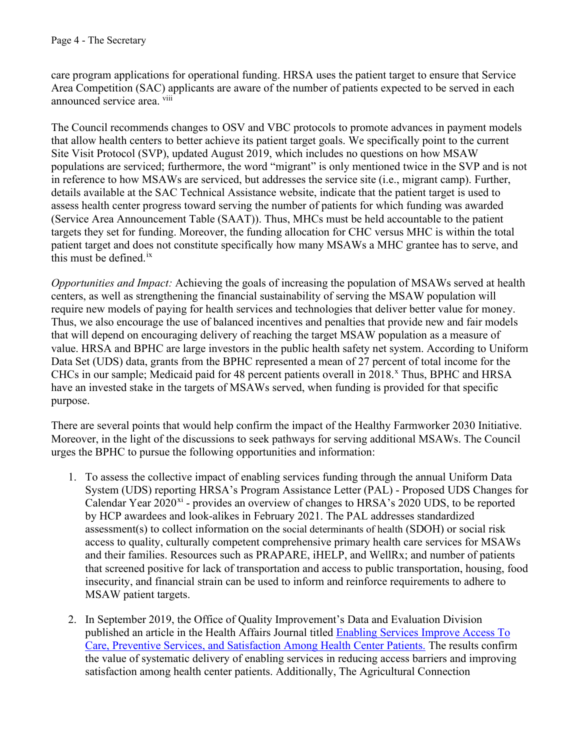care program applications for operational funding. HRSA uses the patient target to ensure that Service Area Competition (SAC) applicants are aware of the number of patients expected to be served in each announced service area. [viii]

The Council recommends changes to OSV and VBC protocols to promote advances in payment models that allow health centers to better achieve its patient target goals. We specifically point to the current Site Visit Protocol (SVP), updated August 2019, which includes no questions on how MSAW populations are serviced; furthermore, the word "migrant" is only mentioned twice in the SVP and is not in reference to how MSAWs are serviced, but addresses the service site (i.e., migrant camp). Further, details available at the SAC Technical Assistance website, indicate that the patient target is used to assess health center progress toward serving the number of patients for which funding was awarded (Service Area Announcement Table (SAAT)). Thus, MHCs must be held accountable to the patient targets they set for funding. Moreover, the funding allocation for CHC versus MHC is within the total patient target and does not constitute specifically how many MSAWs a MHC grantee has to serve, and this must be defined.[ix]

*Opportunities and Impact:* Achieving the goals of increasing the population of MSAWs served at health centers, as well as strengthening the financial sustainability of serving the MSAW population will require new models of paying for health services and technologies that deliver better value for money. Thus, we also encourage the use of balanced incentives and penalties that provide new and fair models that will depend on encouraging delivery of reaching the target MSAW population as a measure of value. HRSA and BPHC are large investors in the public health safety net system. According to Uniform Data Set (UDS) data, grants from the BPHC represented a mean of 27 percent of total income for the CHCs in our sample; Medicaid paid for 48 percent patients overall in 2018.[x] Thus, BPHC and HRSA have an invested stake in the targets of MSAWs served, when funding is provided for that specific purpose.

There are several points that would help confirm the impact of the Healthy Farmworker 2030 Initiative. Moreover, in the light of the discussions to seek pathways for serving additional MSAWs. The Council urges the BPHC to pursue the following opportunities and information:

1. To assess the collective impact of enabling services funding through the annual Uniform Data System (UDS) reporting HRSA's Program Assistance Letter (PAL) - Proposed UDS Changes for Calendar Year 2020[xi] - provides an overview of changes to HRSA's 2020 UDS, to be reported by HCP awardees and look-alikes in February 2021. The PAL addresses standardized assessment(s) to collect information on the social determinants of health (SDOH) or social risk access to quality, culturally competent comprehensive primary health care services for MSAWs and their families. Resources such as PRAPARE, iHELP, and WellRx; and number of patients that screened positive for lack of transportation and access to public transportation, housing, food insecurity, and financial strain can be used to inform and reinforce requirements to adhere to MSAW patient targets.

2. In September 2019, the Office of Quality Improvement's Data and Evaluation Division published an article in the Health Affairs Journal titled Enabling Services Improve Access To Care, Preventive Services, and Satisfaction Among Health Center Patients. The results confirm the value of systematic delivery of enabling services in reducing access barriers and improving satisfaction among health center patients. Additionally, The Agricultural Connection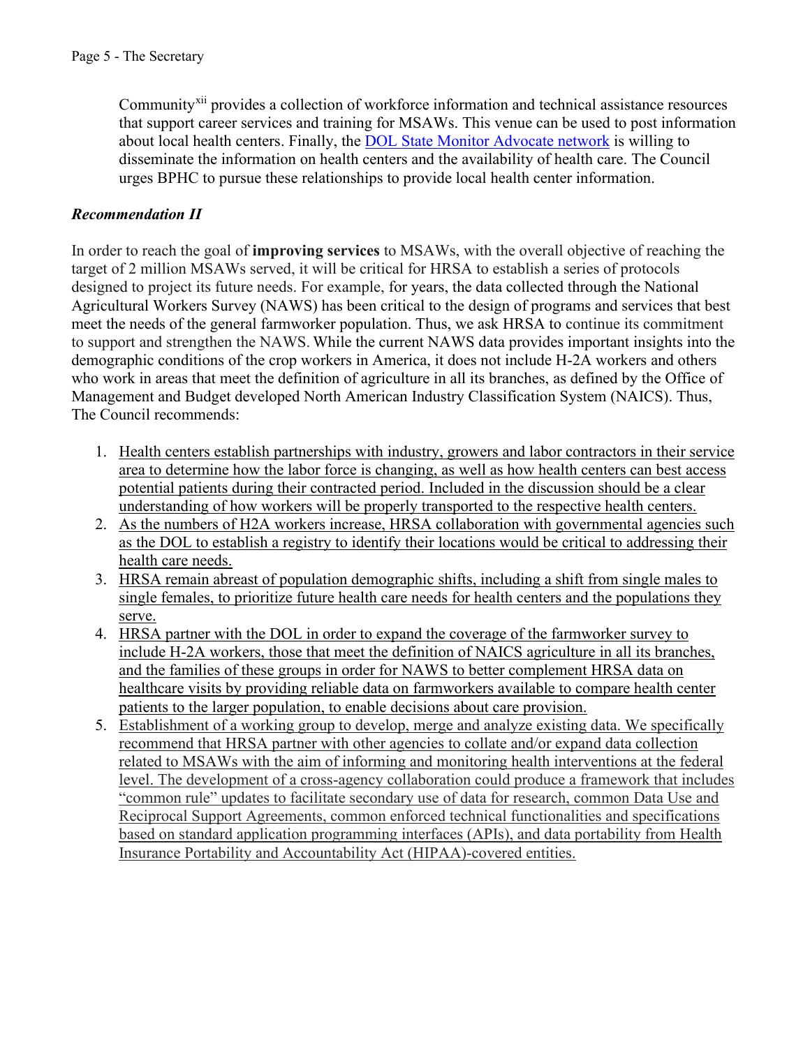Community[xii] provides a collection of workforce information and technical assistance resources that support career services and training for MSAWs. This venue can be used to post information about local health centers. Finally, the DOL State Monitor Advocate network is willing to disseminate the information on health centers and the availability of health care. The Council urges BPHC to pursue these relationships to provide local health center information.

***Recommendation II***

In order to reach the goal of **improving services** to MSAWs, with the overall objective of reaching the target of 2 million MSAWs served, it will be critical for HRSA to establish a series of protocols designed to project its future needs. For example, for years, the data collected through the National Agricultural Workers Survey (NAWS) has been critical to the design of programs and services that best meet the needs of the general farmworker population. Thus, we ask HRSA to continue its commitment to support and strengthen the NAWS. While the current NAWS data provides important insights into the demographic conditions of the crop workers in America, it does not include H-2A workers and others who work in areas that meet the definition of agriculture in all its branches, as defined by the Office of Management and Budget developed North American Industry Classification System (NAICS). Thus, The Council recommends:

1. Health centers establish partnerships with industry, growers and labor contractors in their service area to determine how the labor force is changing, as well as how health centers can best access potential patients during their contracted period. Included in the discussion should be a clear understanding of how workers will be properly transported to the respective health centers.
2. As the numbers of H2A workers increase, HRSA collaboration with governmental agencies such as the DOL to establish a registry to identify their locations would be critical to addressing their health care needs.
3. HRSA remain abreast of population demographic shifts, including a shift from single males to single females, to prioritize future health care needs for health centers and the populations they serve.
4. HRSA partner with the DOL in order to expand the coverage of the farmworker survey to include H-2A workers, those that meet the definition of NAICS agriculture in all its branches, and the families of these groups in order for NAWS to better complement HRSA data on healthcare visits by providing reliable data on farmworkers available to compare health center patients to the larger population, to enable decisions about care provision.
5. Establishment of a working group to develop, merge and analyze existing data. We specifically recommend that HRSA partner with other agencies to collate and/or expand data collection related to MSAWs with the aim of informing and monitoring health interventions at the federal level. The development of a cross-agency collaboration could produce a framework that includes "common rule" updates to facilitate secondary use of data for research, common Data Use and Reciprocal Support Agreements, common enforced technical functionalities and specifications based on standard application programming interfaces (APIs), and data portability from Health Insurance Portability and Accountability Act (HIPAA)-covered entities.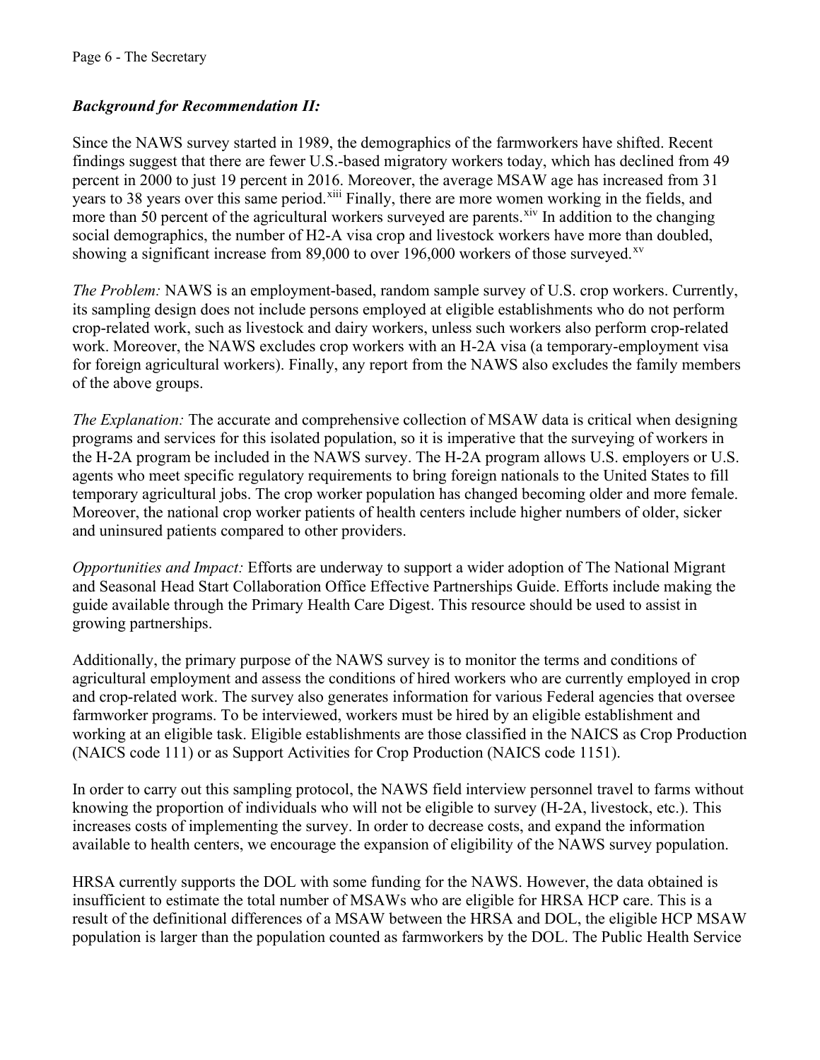***Background for Recommendation II:***

Since the NAWS survey started in 1989, the demographics of the farmworkers have shifted. Recent findings suggest that there are fewer U.S.-based migratory workers today, which has declined from 49 percent in 2000 to just 19 percent in 2016. Moreover, the average MSAW age has increased from 31 years to 38 years over this same period.[xiii] Finally, there are more women working in the fields, and more than 50 percent of the agricultural workers surveyed are parents.[xiv] In addition to the changing social demographics, the number of H2-A visa crop and livestock workers have more than doubled, showing a significant increase from 89,000 to over 196,000 workers of those surveyed.[xv]

*The Problem:* NAWS is an employment-based, random sample survey of U.S. crop workers. Currently, its sampling design does not include persons employed at eligible establishments who do not perform crop-related work, such as livestock and dairy workers, unless such workers also perform crop-related work. Moreover, the NAWS excludes crop workers with an H-2A visa (a temporary-employment visa for foreign agricultural workers). Finally, any report from the NAWS also excludes the family members of the above groups.

*The Explanation:* The accurate and comprehensive collection of MSAW data is critical when designing programs and services for this isolated population, so it is imperative that the surveying of workers in the H-2A program be included in the NAWS survey. The H-2A program allows U.S. employers or U.S. agents who meet specific regulatory requirements to bring foreign nationals to the United States to fill temporary agricultural jobs. The crop worker population has changed becoming older and more female. Moreover, the national crop worker patients of health centers include higher numbers of older, sicker and uninsured patients compared to other providers.

*Opportunities and Impact:* Efforts are underway to support a wider adoption of The National Migrant and Seasonal Head Start Collaboration Office Effective Partnerships Guide. Efforts include making the guide available through the Primary Health Care Digest. This resource should be used to assist in growing partnerships.

Additionally, the primary purpose of the NAWS survey is to monitor the terms and conditions of agricultural employment and assess the conditions of hired workers who are currently employed in crop and crop-related work. The survey also generates information for various Federal agencies that oversee farmworker programs. To be interviewed, workers must be hired by an eligible establishment and working at an eligible task. Eligible establishments are those classified in the NAICS as Crop Production (NAICS code 111) or as Support Activities for Crop Production (NAICS code 1151).

In order to carry out this sampling protocol, the NAWS field interview personnel travel to farms without knowing the proportion of individuals who will not be eligible to survey (H-2A, livestock, etc.). This increases costs of implementing the survey. In order to decrease costs, and expand the information available to health centers, we encourage the expansion of eligibility of the NAWS survey population.

HRSA currently supports the DOL with some funding for the NAWS. However, the data obtained is insufficient to estimate the total number of MSAWs who are eligible for HRSA HCP care. This is a result of the definitional differences of a MSAW between the HRSA and DOL, the eligible HCP MSAW population is larger than the population counted as farmworkers by the DOL. The Public Health Service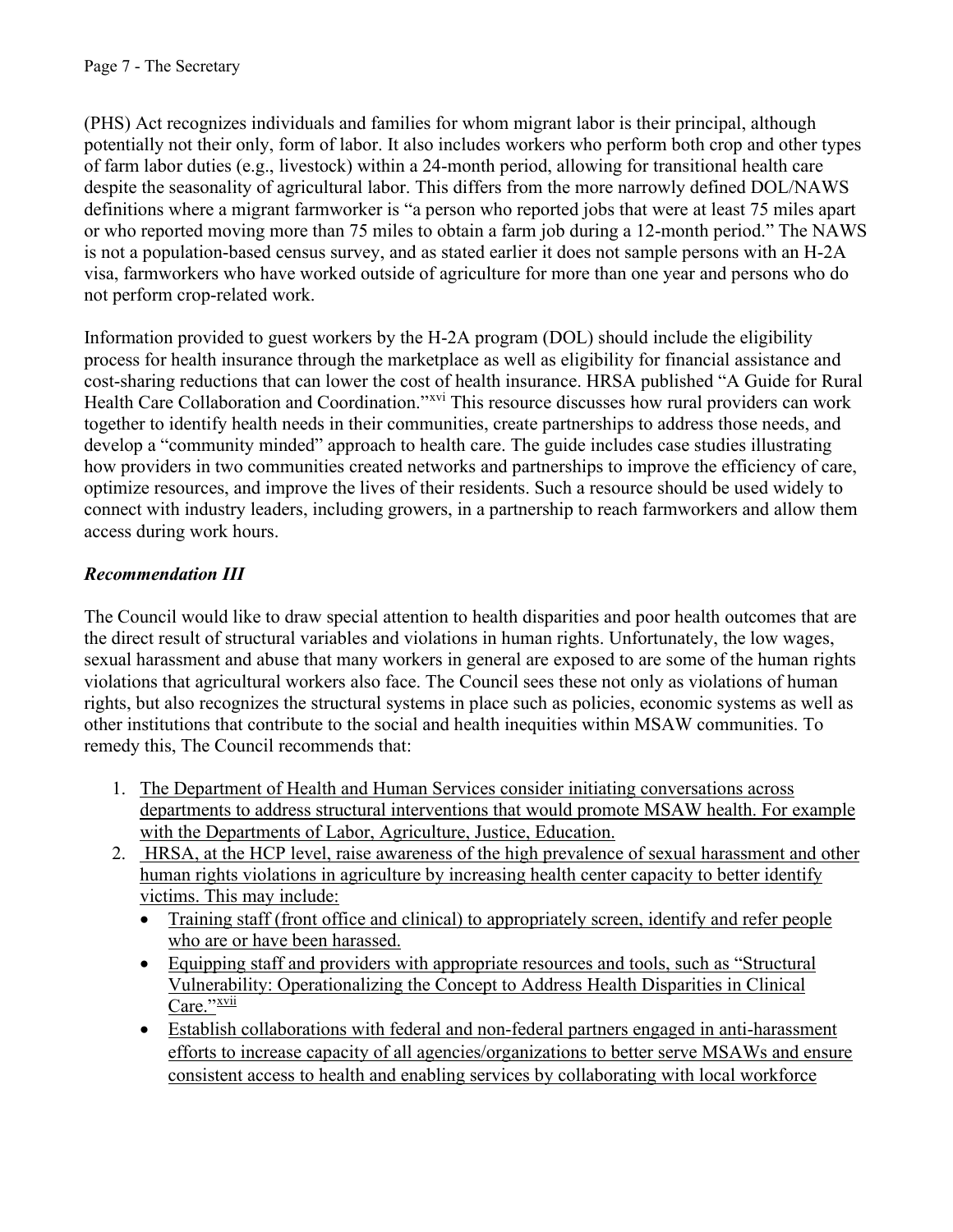(PHS) Act recognizes individuals and families for whom migrant labor is their principal, although potentially not their only, form of labor. It also includes workers who perform both crop and other types of farm labor duties (e.g., livestock) within a 24-month period, allowing for transitional health care despite the seasonality of agricultural labor. This differs from the more narrowly defined DOL/NAWS definitions where a migrant farmworker is "a person who reported jobs that were at least 75 miles apart or who reported moving more than 75 miles to obtain a farm job during a 12-month period." The NAWS is not a population-based census survey, and as stated earlier it does not sample persons with an H-2A visa, farmworkers who have worked outside of agriculture for more than one year and persons who do not perform crop-related work.

Information provided to guest workers by the H-2A program (DOL) should include the eligibility process for health insurance through the marketplace as well as eligibility for financial assistance and cost-sharing reductions that can lower the cost of health insurance. HRSA published "A Guide for Rural Health Care Collaboration and Coordination."[xvi] This resource discusses how rural providers can work together to identify health needs in their communities, create partnerships to address those needs, and develop a "community minded" approach to health care. The guide includes case studies illustrating how providers in two communities created networks and partnerships to improve the efficiency of care, optimize resources, and improve the lives of their residents. Such a resource should be used widely to connect with industry leaders, including growers, in a partnership to reach farmworkers and allow them access during work hours.

***Recommendation III***

The Council would like to draw special attention to health disparities and poor health outcomes that are the direct result of structural variables and violations in human rights. Unfortunately, the low wages, sexual harassment and abuse that many workers in general are exposed to are some of the human rights violations that agricultural workers also face. The Council sees these not only as violations of human rights, but also recognizes the structural systems in place such as policies, economic systems as well as other institutions that contribute to the social and health inequities within MSAW communities. To remedy this, The Council recommends that:

1. <u>The Department of Health and Human Services consider initiating conversations across departments to address structural interventions that would promote MSAW health. For example with the Departments of Labor, Agriculture, Justice, Education.</u>
2. <u>HRSA, at the HCP level, raise awareness of the high prevalence of sexual harassment and other human rights violations in agriculture by increasing health center capacity to better identify victims. This may include:</u>
   - <u>Training staff (front office and clinical) to appropriately screen, identify and refer people who are or have been harassed.</u>
   - <u>Equipping staff and providers with appropriate resources and tools, such as "Structural Vulnerability: Operationalizing the Concept to Address Health Disparities in Clinical Care."[xvii]</u>
   - <u>Establish collaborations with federal and non-federal partners engaged in anti-harassment efforts to increase capacity of all agencies/organizations to better serve MSAWs and ensure consistent access to health and enabling services by collaborating with local workforce</u>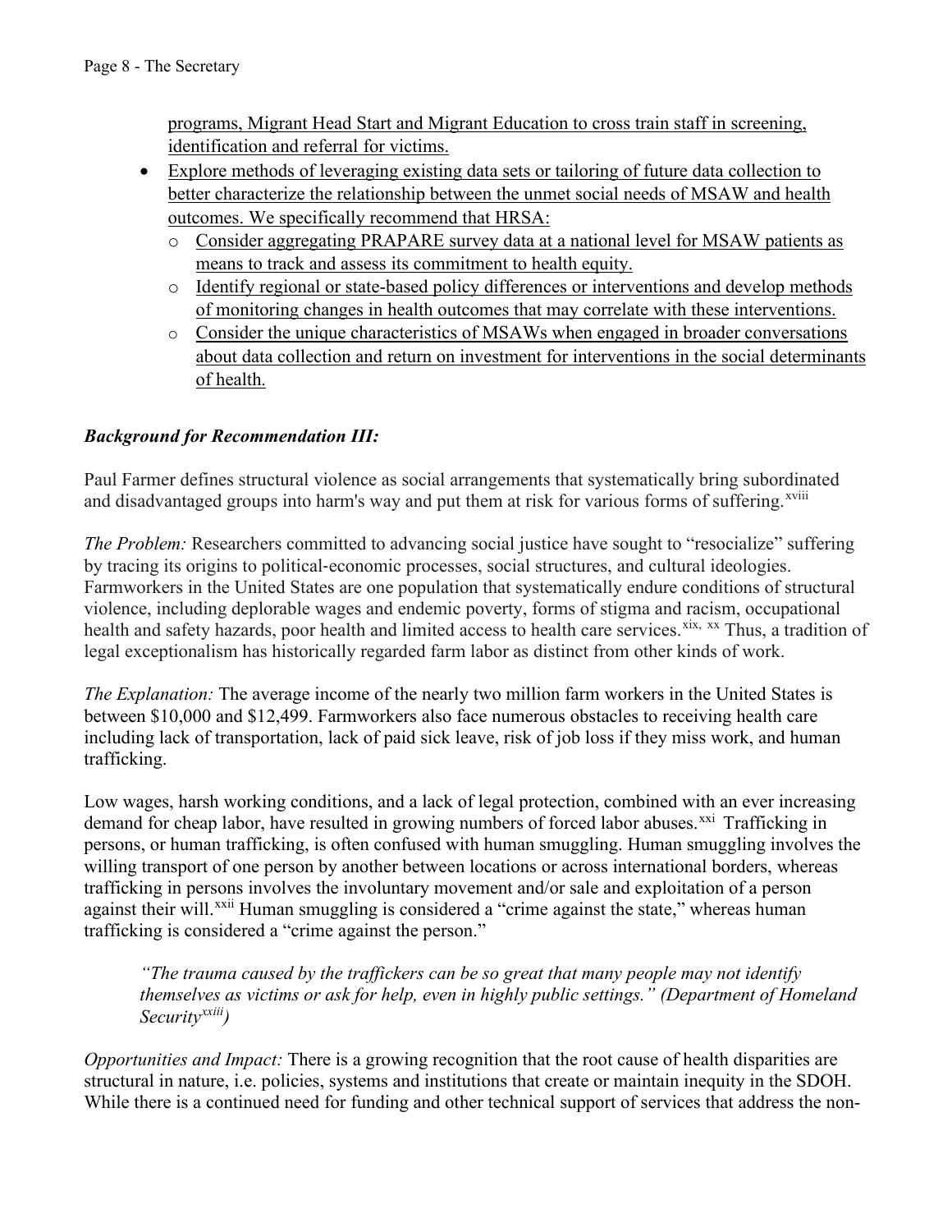programs, Migrant Head Start and Migrant Education to cross train staff in screening, identification and referral for victims.

- Explore methods of leveraging existing data sets or tailoring of future data collection to better characterize the relationship between the unmet social needs of MSAW and health outcomes. We specifically recommend that HRSA:
    - Consider aggregating PRAPARE survey data at a national level for MSAW patients as means to track and assess its commitment to health equity.
    - Identify regional or state-based policy differences or interventions and develop methods of monitoring changes in health outcomes that may correlate with these interventions.
    - Consider the unique characteristics of MSAWs when engaged in broader conversations about data collection and return on investment for interventions in the social determinants of health.

***Background for Recommendation III:***

Paul Farmer defines structural violence as social arrangements that systematically bring subordinated and disadvantaged groups into harm's way and put them at risk for various forms of suffering.[xviii]

*The Problem:* Researchers committed to advancing social justice have sought to "resocialize" suffering by tracing its origins to political-economic processes, social structures, and cultural ideologies. Farmworkers in the United States are one population that systematically endure conditions of structural violence, including deplorable wages and endemic poverty, forms of stigma and racism, occupational health and safety hazards, poor health and limited access to health care services.[xix, xx] Thus, a tradition of legal exceptionalism has historically regarded farm labor as distinct from other kinds of work.

*The Explanation:* The average income of the nearly two million farm workers in the United States is between $10,000 and $12,499. Farmworkers also face numerous obstacles to receiving health care including lack of transportation, lack of paid sick leave, risk of job loss if they miss work, and human trafficking.

Low wages, harsh working conditions, and a lack of legal protection, combined with an ever increasing demand for cheap labor, have resulted in growing numbers of forced labor abuses.[xxi] Trafficking in persons, or human trafficking, is often confused with human smuggling. Human smuggling involves the willing transport of one person by another between locations or across international borders, whereas trafficking in persons involves the involuntary movement and/or sale and exploitation of a person against their will.[xxii] Human smuggling is considered a "crime against the state," whereas human trafficking is considered a "crime against the person."

> *"The trauma caused by the traffickers can be so great that many people may not identify themselves as victims or ask for help, even in highly public settings." (Department of Homeland Security[xxiii])*

*Opportunities and Impact:* There is a growing recognition that the root cause of health disparities are structural in nature, i.e. policies, systems and institutions that create or maintain inequity in the SDOH. While there is a continued need for funding and other technical support of services that address the non-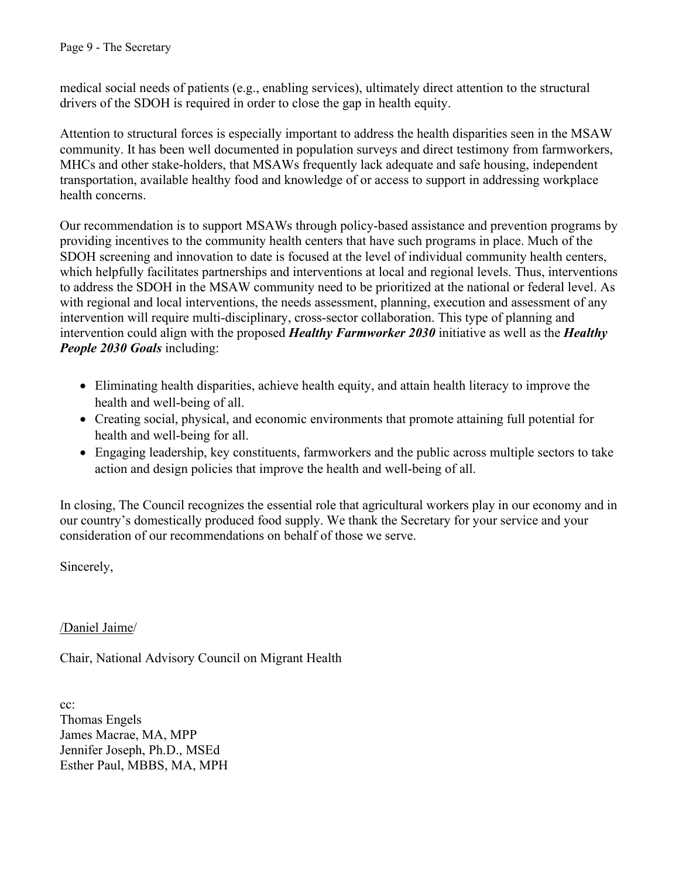medical social needs of patients (e.g., enabling services), ultimately direct attention to the structural drivers of the SDOH is required in order to close the gap in health equity.

Attention to structural forces is especially important to address the health disparities seen in the MSAW community. It has been well documented in population surveys and direct testimony from farmworkers, MHCs and other stake-holders, that MSAWs frequently lack adequate and safe housing, independent transportation, available healthy food and knowledge of or access to support in addressing workplace health concerns.

Our recommendation is to support MSAWs through policy-based assistance and prevention programs by providing incentives to the community health centers that have such programs in place. Much of the SDOH screening and innovation to date is focused at the level of individual community health centers, which helpfully facilitates partnerships and interventions at local and regional levels. Thus, interventions to address the SDOH in the MSAW community need to be prioritized at the national or federal level. As with regional and local interventions, the needs assessment, planning, execution and assessment of any intervention will require multi-disciplinary, cross-sector collaboration. This type of planning and intervention could align with the proposed ***Healthy Farmworker 2030*** initiative as well as the ***Healthy People 2030 Goals*** including:

- Eliminating health disparities, achieve health equity, and attain health literacy to improve the health and well-being of all.
- Creating social, physical, and economic environments that promote attaining full potential for health and well-being for all.
- Engaging leadership, key constituents, farmworkers and the public across multiple sectors to take action and design policies that improve the health and well-being of all.

In closing, The Council recognizes the essential role that agricultural workers play in our economy and in our country's domestically produced food supply. We thank the Secretary for your service and your consideration of our recommendations on behalf of those we serve.

Sincerely,

/Daniel Jaime/

Chair, National Advisory Council on Migrant Health

cc:
Thomas Engels
James Macrae, MA, MPP
Jennifer Joseph, Ph.D., MSEd
Esther Paul, MBBS, MA, MPH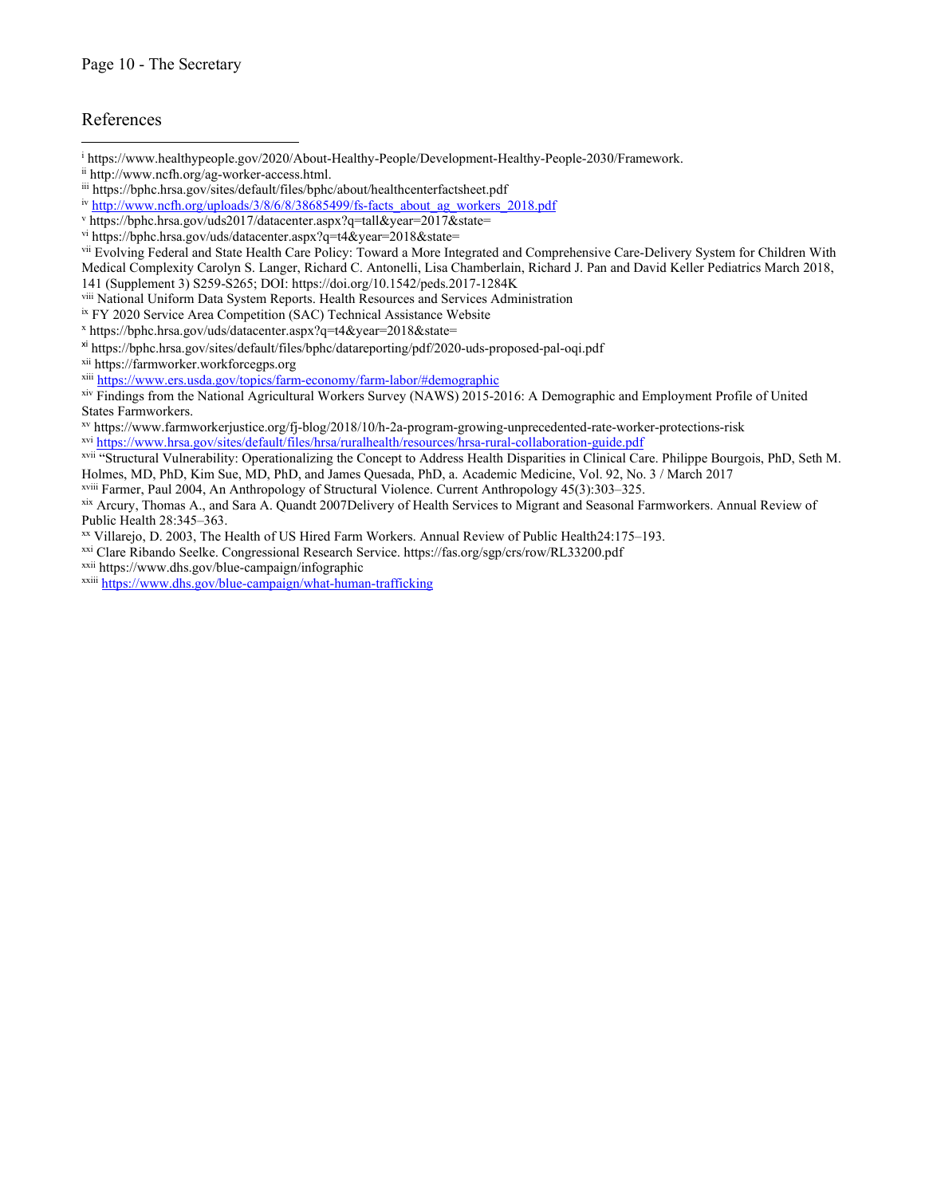## References

[i] https://www.healthypeople.gov/2020/About-Healthy-People/Development-Healthy-People-2030/Framework.

[ii] http://www.ncfh.org/ag-worker-access.html.

[iii] https://bphc.hrsa.gov/sites/default/files/bphc/about/healthcenterfactsheet.pdf

[iv] http://www.ncfh.org/uploads/3/8/6/8/38685499/fs-facts_about_ag_workers_2018.pdf

[v] https://bphc.hrsa.gov/uds2017/datacenter.aspx?q=tall&year=2017&state=

[vi] https://bphc.hrsa.gov/uds/datacenter.aspx?q=t4&year=2018&state=

[vii] Evolving Federal and State Health Care Policy: Toward a More Integrated and Comprehensive Care-Delivery System for Children With Medical Complexity Carolyn S. Langer, Richard C. Antonelli, Lisa Chamberlain, Richard J. Pan and David Keller Pediatrics March 2018, 141 (Supplement 3) S259-S265; DOI: https://doi.org/10.1542/peds.2017-1284K

[viii] National Uniform Data System Reports. Health Resources and Services Administration

[ix] FY 2020 Service Area Competition (SAC) Technical Assistance Website

[x] https://bphc.hrsa.gov/uds/datacenter.aspx?q=t4&year=2018&state=

[xi] https://bphc.hrsa.gov/sites/default/files/bphc/datareporting/pdf/2020-uds-proposed-pal-oqi.pdf

[xii] https://farmworker.workforcegps.org

[xiii] https://www.ers.usda.gov/topics/farm-economy/farm-labor/#demographic

[xiv] Findings from the National Agricultural Workers Survey (NAWS) 2015-2016: A Demographic and Employment Profile of United States Farmworkers.

[xv] https://www.farmworkerjustice.org/fj-blog/2018/10/h-2a-program-growing-unprecedented-rate-worker-protections-risk

[xvi] https://www.hrsa.gov/sites/default/files/hrsa/ruralhealth/resources/hrsa-rural-collaboration-guide.pdf

[xvii] "Structural Vulnerability: Operationalizing the Concept to Address Health Disparities in Clinical Care. Philippe Bourgois, PhD, Seth M. Holmes, MD, PhD, Kim Sue, MD, PhD, and James Quesada, PhD, a. Academic Medicine, Vol. 92, No. 3 / March 2017

[xviii] Farmer, Paul 2004, An Anthropology of Structural Violence. Current Anthropology 45(3):303–325.

[xix] Arcury, Thomas A., and Sara A. Quandt 2007Delivery of Health Services to Migrant and Seasonal Farmworkers. Annual Review of Public Health 28:345–363.

[xx] Villarejo, D. 2003, The Health of US Hired Farm Workers. Annual Review of Public Health24:175–193.

[xxi] Clare Ribando Seelke. Congressional Research Service. https://fas.org/sgp/crs/row/RL33200.pdf

[xxii] https://www.dhs.gov/blue-campaign/infographic

[xxiii] https://www.dhs.gov/blue-campaign/what-human-trafficking